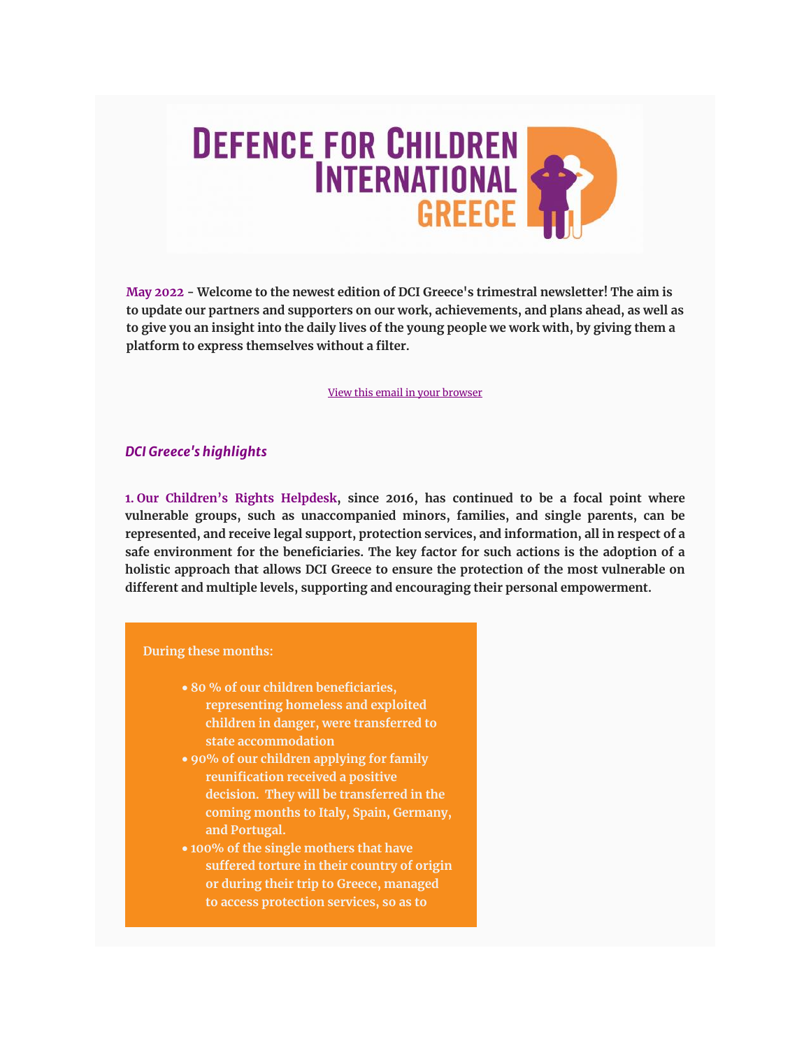# DEFENCE FOR CHILDREN INTERNATIONAL GREECE

**May 2022 - Welcome to the newest edition of DCI Greece's trimestral newsletter! The aim is to update our partners and supporters on our work, achievements, and plans ahead, as well as to give you an insight into the daily lives of the young people we work with, by giving them a platform to express themselves without a filter.**

View this email in your browser

## *DCI Greece's highlights*

**1. Our Children's Rights Helpdesk, since 2016, has continued to be a focal point where vulnerable groups, such as unaccompanied minors, families, and single parents, can be represented, and receive legal support, protection services, and information, all in respect of a safe environment for the beneficiaries. The key factor for such actions is the adoption of a holistic approach that allows DCI Greece to ensure the protection of the most vulnerable on different and multiple levels, supporting and encouraging their personal empowerment.**

**During these months:**

- **80 % of our children beneficiaries, representing homeless and exploited children in danger, were transferred to state accommodation**
- **90% of our children applying for family reunification received a positive decision. They will be transferred in the coming months to Italy, Spain, Germany, and Portugal.**
- **100% of the single mothers that have suffered torture in their country of origin or during their trip to Greece, managed to access protection services, so as to**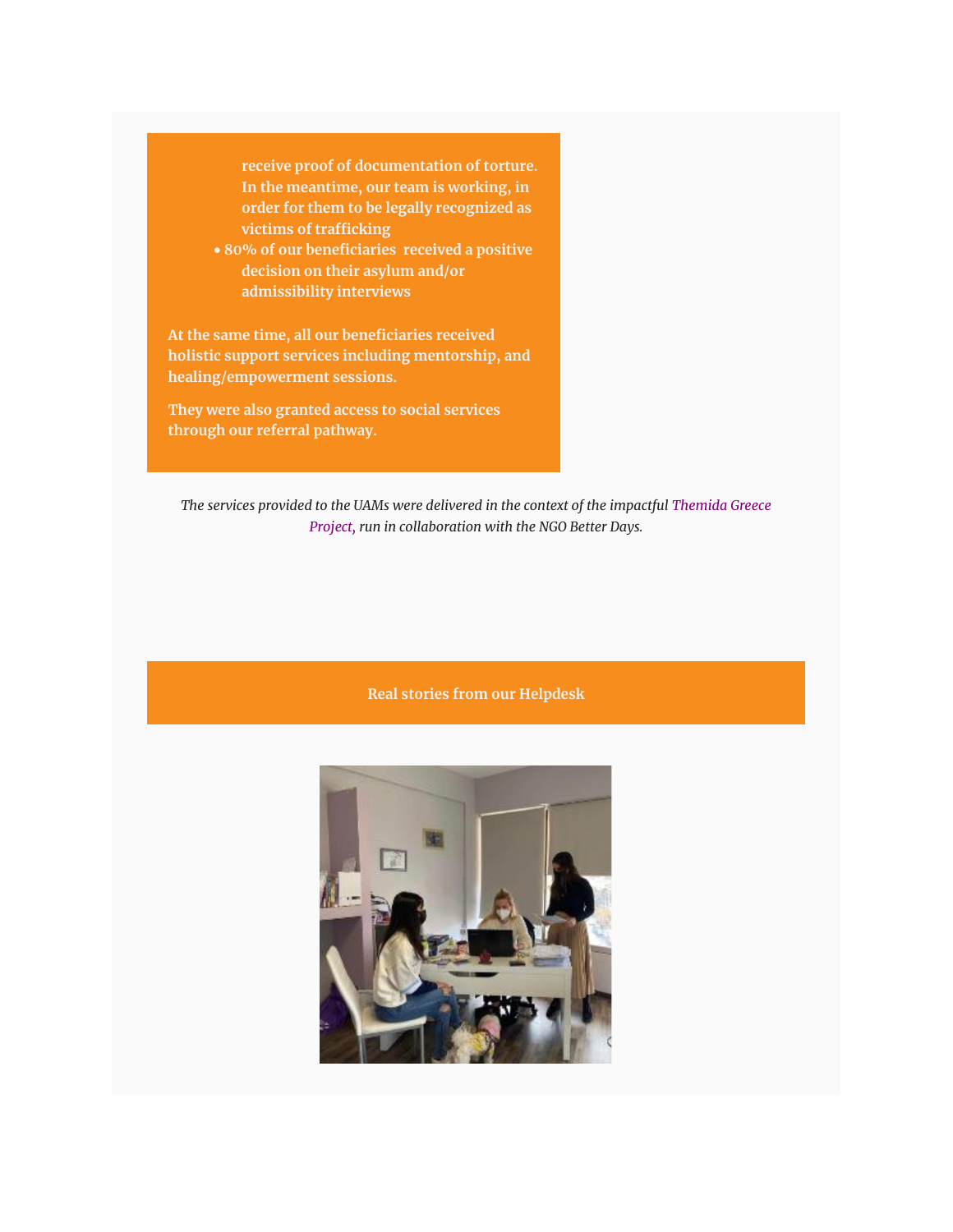receive proof of documentation of torture. In the meantime, our team is working, in order for them to be legally recognized as victims of trafficking

- 80% of our beneficiaries received a positive decision on their asylum and/or admissibility interviews

**At the same time, all our beneficiaries received holistic support services including mentorship, and healing/empowerment sessions.**

**They were also granted access to social services through our referral pathway.**

*The services provided to the UAMs were delivered in the context of the impactful Themida Greece Project, run in collaboration with the NGO Better Days.*

## Real stories from our Helpdesk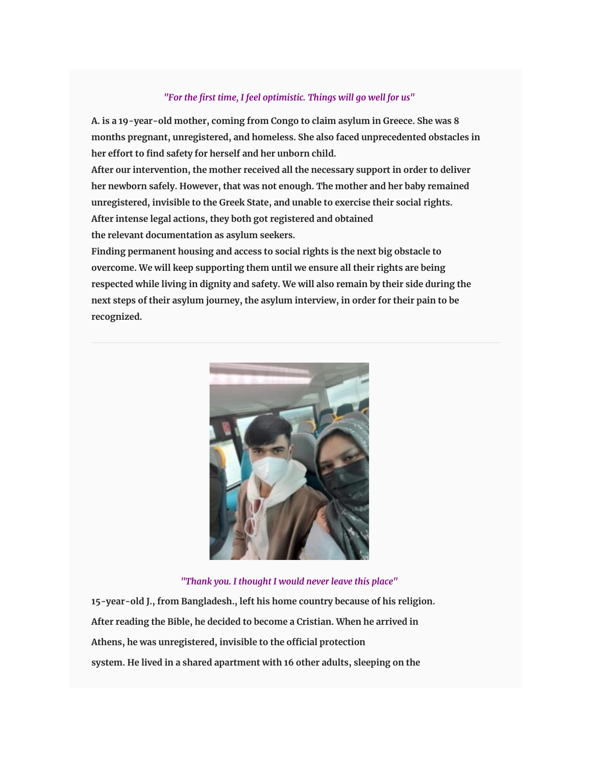*"For the first time, I feel optimistic. Things will go well for us"*

**A. is a 19-year-old mother, coming from Congo to claim asylum in Greece. She was 8 months pregnant, unregistered, and homeless. She also faced unprecedented obstacles in her effort to find safety for herself and her unborn child.**
**After our intervention, the mother received all the necessary support in order to deliver her newborn safely. However, that was not enough. The mother and her baby remained unregistered, invisible to the Greek State, and unable to exercise their social rights.**
**After intense legal actions, they both got registered and obtained the relevant documentation as asylum seekers.**
**Finding permanent housing and access to social rights is the next big obstacle to overcome. We will keep supporting them until we ensure all their rights are being respected while living in dignity and safety. We will also remain by their side during the next steps of their asylum journey, the asylum interview, in order for their pain to be recognized.**

---

*"Thank you. I thought I would never leave this place"*

**15-year-old J., from Bangladesh., left his home country because of his religion. After reading the Bible, he decided to become a Cristian. When he arrived in Athens, he was unregistered, invisible to the official protection system. He lived in a shared apartment with 16 other adults, sleeping on the**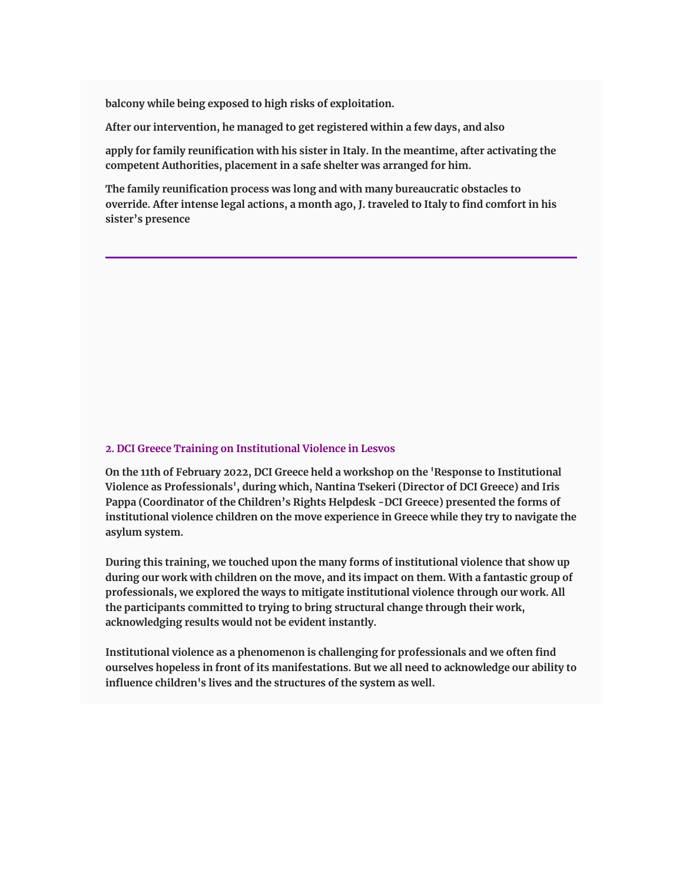**balcony while being exposed to high risks of exploitation.**

**After our intervention, he managed to get registered within a few days, and also**

**apply for family reunification with his sister in Italy. In the meantime, after activating the competent Authorities, placement in a safe shelter was arranged for him.**

**The family reunification process was long and with many bureaucratic obstacles to override. After intense legal actions, a month ago, J. traveled to Italy to find comfort in his sister's presence**

---

### 2. DCI Greece Training on Institutional Violence in Lesvos

**On the 11th of February 2022, DCI Greece held a workshop on the 'Response to Institutional Violence as Professionals', during which, Nantina Tsekeri (Director of DCI Greece) and Iris Pappa (Coordinator of the Children's Rights Helpdesk -DCI Greece) presented the forms of institutional violence children on the move experience in Greece while they try to navigate the asylum system.**

**During this training, we touched upon the many forms of institutional violence that show up during our work with children on the move, and its impact on them. With a fantastic group of professionals, we explored the ways to mitigate institutional violence through our work. All the participants committed to trying to bring structural change through their work, acknowledging results would not be evident instantly.**

**Institutional violence as a phenomenon is challenging for professionals and we often find ourselves hopeless in front of its manifestations. But we all need to acknowledge our ability to influence children's lives and the structures of the system as well.**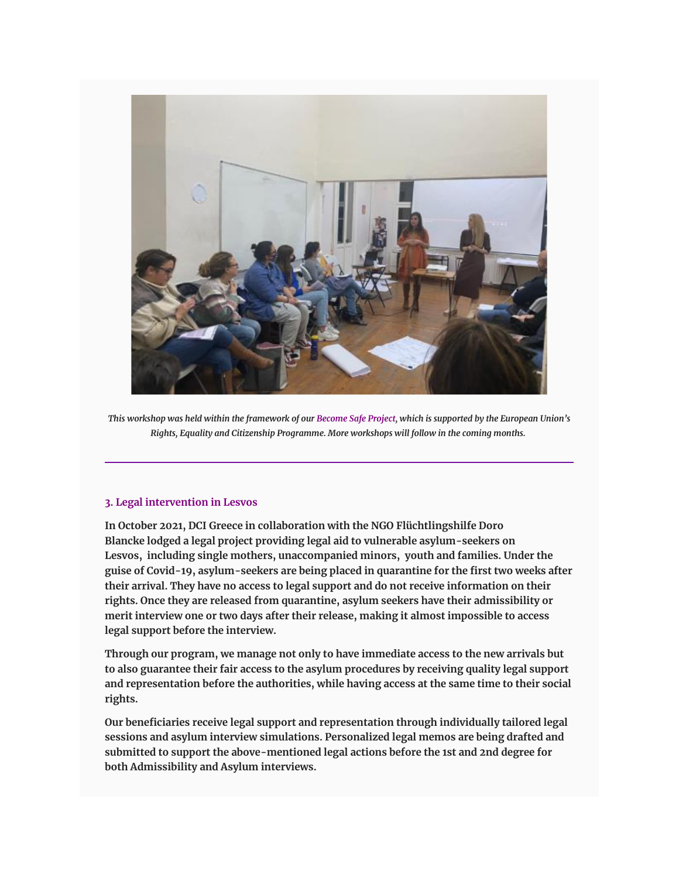*This workshop was held within the framework of our Become Safe Project, which is supported by the European Union's Rights, Equality and Citizenship Programme. More workshops will follow in the coming months.*

---

### 3. Legal intervention in Lesvos

**In October 2021, DCI Greece in collaboration with the NGO Flüchtlingshilfe Doro Blancke lodged a legal project providing legal aid to vulnerable asylum-seekers on Lesvos, including single mothers, unaccompanied minors, youth and families. Under the guise of Covid-19, asylum-seekers are being placed in quarantine for the first two weeks after their arrival. They have no access to legal support and do not receive information on their rights. Once they are released from quarantine, asylum seekers have their admissibility or merit interview one or two days after their release, making it almost impossible to access legal support before the interview.**

**Through our program, we manage not only to have immediate access to the new arrivals but to also guarantee their fair access to the asylum procedures by receiving quality legal support and representation before the authorities, while having access at the same time to their social rights.**

**Our beneficiaries receive legal support and representation through individually tailored legal sessions and asylum interview simulations. Personalized legal memos are being drafted and submitted to support the above-mentioned legal actions before the 1st and 2nd degree for both Admissibility and Asylum interviews.**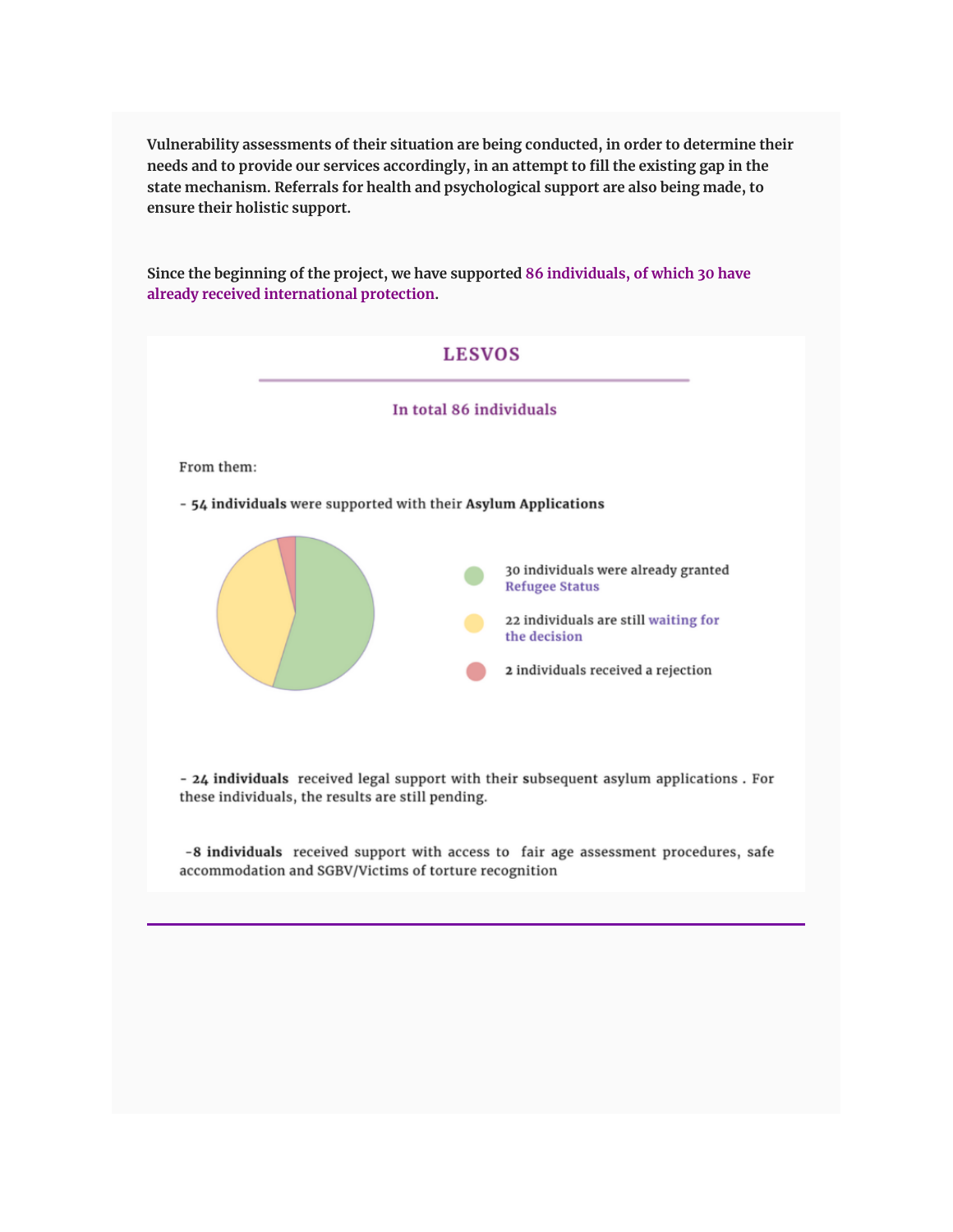**Vulnerability assessments of their situation are being conducted, in order to determine their needs and to provide our services accordingly, in an attempt to fill the existing gap in the state mechanism. Referrals for health and psychological support are also being made, to ensure their holistic support.**

**Since the beginning of the project, we have supported 86 individuals, of which 30 have already received international protection.**

## LESVOS

### In total 86 individuals

From them:

- **54 individuals** were supported with their **Asylum Applications**

  - 30 individuals were already granted Refugee Status
  - 22 individuals are still waiting for the decision
  - **2** individuals received a rejection

- **24 individuals** received legal support with their subsequent asylum applications . For these individuals, the results are still pending.

- **8 individuals** received support with access to fair age assessment procedures, safe accommodation and SGBV/Victims of torture recognition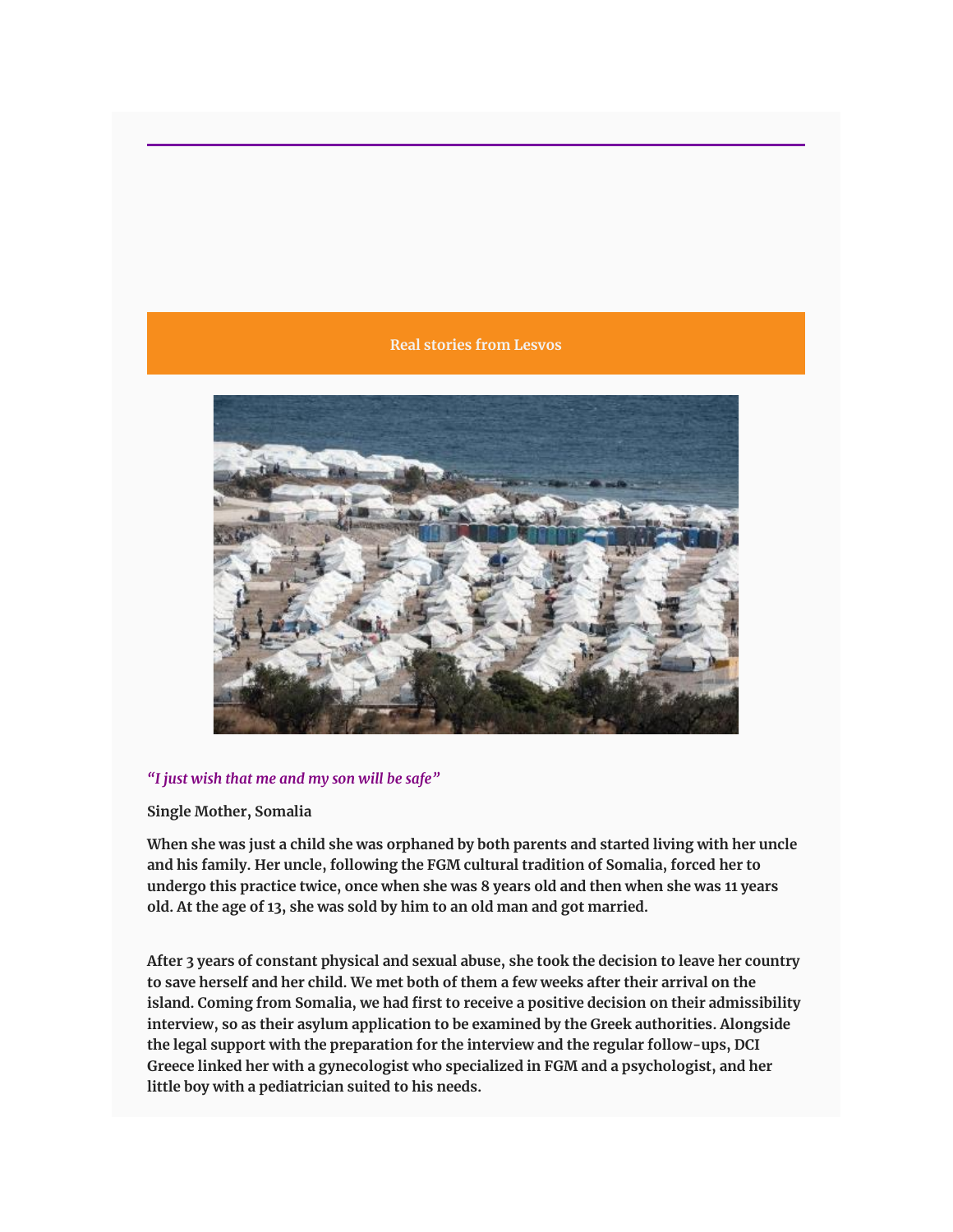## Real stories from Lesvos

*"I just wish that me and my son will be safe"*

**Single Mother, Somalia**

**When she was just a child she was orphaned by both parents and started living with her uncle and his family. Her uncle, following the FGM cultural tradition of Somalia, forced her to undergo this practice twice, once when she was 8 years old and then when she was 11 years old. At the age of 13, she was sold by him to an old man and got married.**

**After 3 years of constant physical and sexual abuse, she took the decision to leave her country to save herself and her child. We met both of them a few weeks after their arrival on the island. Coming from Somalia, we had first to receive a positive decision on their admissibility interview, so as their asylum application to be examined by the Greek authorities. Alongside the legal support with the preparation for the interview and the regular follow-ups, DCI Greece linked her with a gynecologist who specialized in FGM and a psychologist, and her little boy with a pediatrician suited to his needs.**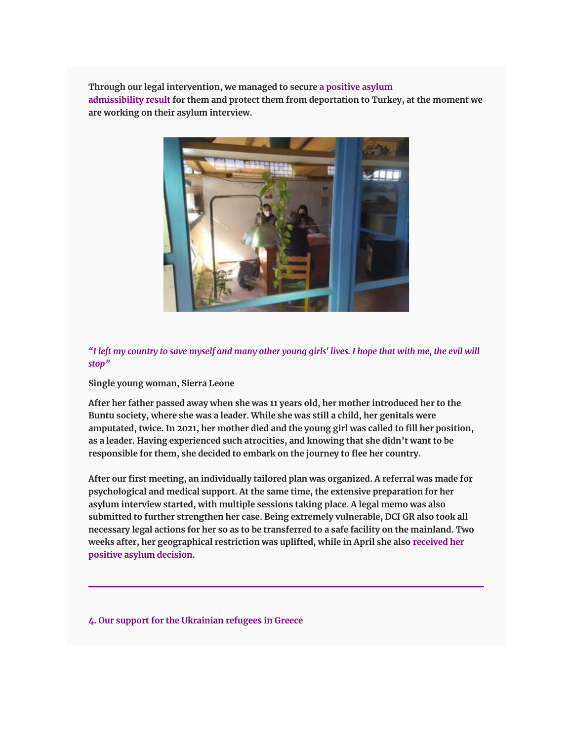**Through our legal intervention, we managed to secure a positive asylum admissibility result for them and protect them from deportation to Turkey, at the moment we are working on their asylum interview.**

***"I left my country to save myself and many other young girls' lives. I hope that with me, the evil will stop"***

**Single young woman, Sierra Leone**

**After her father passed away when she was 11 years old, her mother introduced her to the Buntu society, where she was a leader. While she was still a child, her genitals were amputated, twice. In 2021, her mother died and the young girl was called to fill her position, as a leader. Having experienced such atrocities, and knowing that she didn't want to be responsible for them, she decided to embark on the journey to flee her country.**

**After our first meeting, an individually tailored plan was organized. A referral was made for psychological and medical support. At the same time, the extensive preparation for her asylum interview started, with multiple sessions taking place. A legal memo was also submitted to further strengthen her case. Being extremely vulnerable, DCI GR also took all necessary legal actions for her so as to be transferred to a safe facility on the mainland. Two weeks after, her geographical restriction was uplifted, while in April she also received her positive asylum decision.**

---

### 4. Our support for the Ukrainian refugees in Greece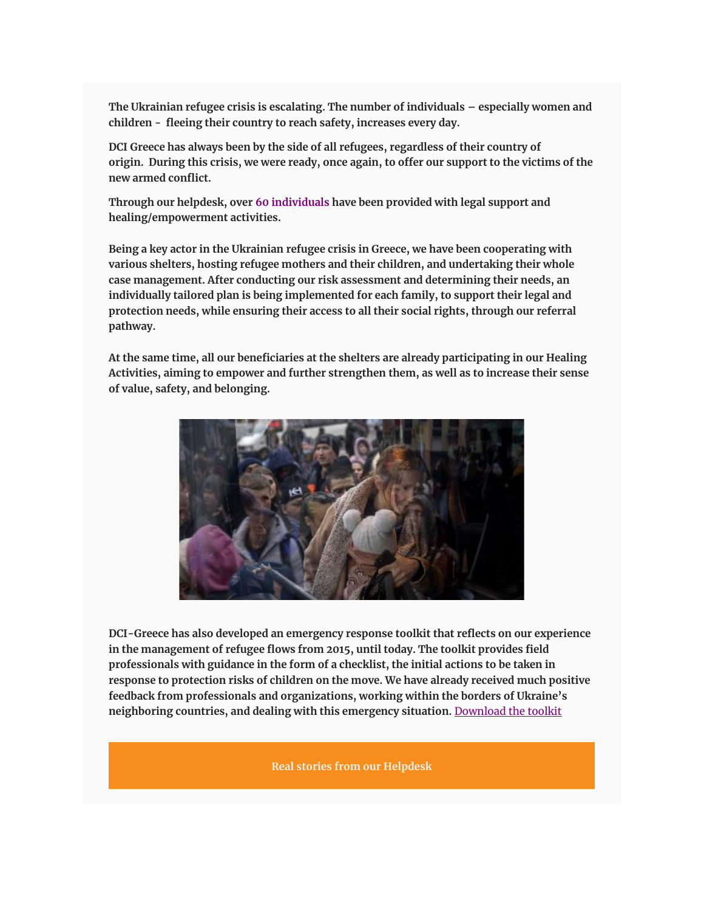**The Ukrainian refugee crisis is escalating. The number of individuals – especially women and children - fleeing their country to reach safety, increases every day.**

**DCI Greece has always been by the side of all refugees, regardless of their country of origin. During this crisis, we were ready, once again, to offer our support to the victims of the new armed conflict.**

**Through our helpdesk, over 60 individuals have been provided with legal support and healing/empowerment activities.**

**Being a key actor in the Ukrainian refugee crisis in Greece, we have been cooperating with various shelters, hosting refugee mothers and their children, and undertaking their whole case management. After conducting our risk assessment and determining their needs, an individually tailored plan is being implemented for each family, to support their legal and protection needs, while ensuring their access to all their social rights, through our referral pathway.**

**At the same time, all our beneficiaries at the shelters are already participating in our Healing Activities, aiming to empower and further strengthen them, as well as to increase their sense of value, safety, and belonging.**

**DCI-Greece has also developed an emergency response toolkit that reflects on our experience in the management of refugee flows from 2015, until today. The toolkit provides field professionals with guidance in the form of a checklist, the initial actions to be taken in response to protection risks of children on the move. We have already received much positive feedback from professionals and organizations, working within the borders of Ukraine's neighboring countries, and dealing with this emergency situation.** [Download the toolkit]

**Real stories from our Helpdesk**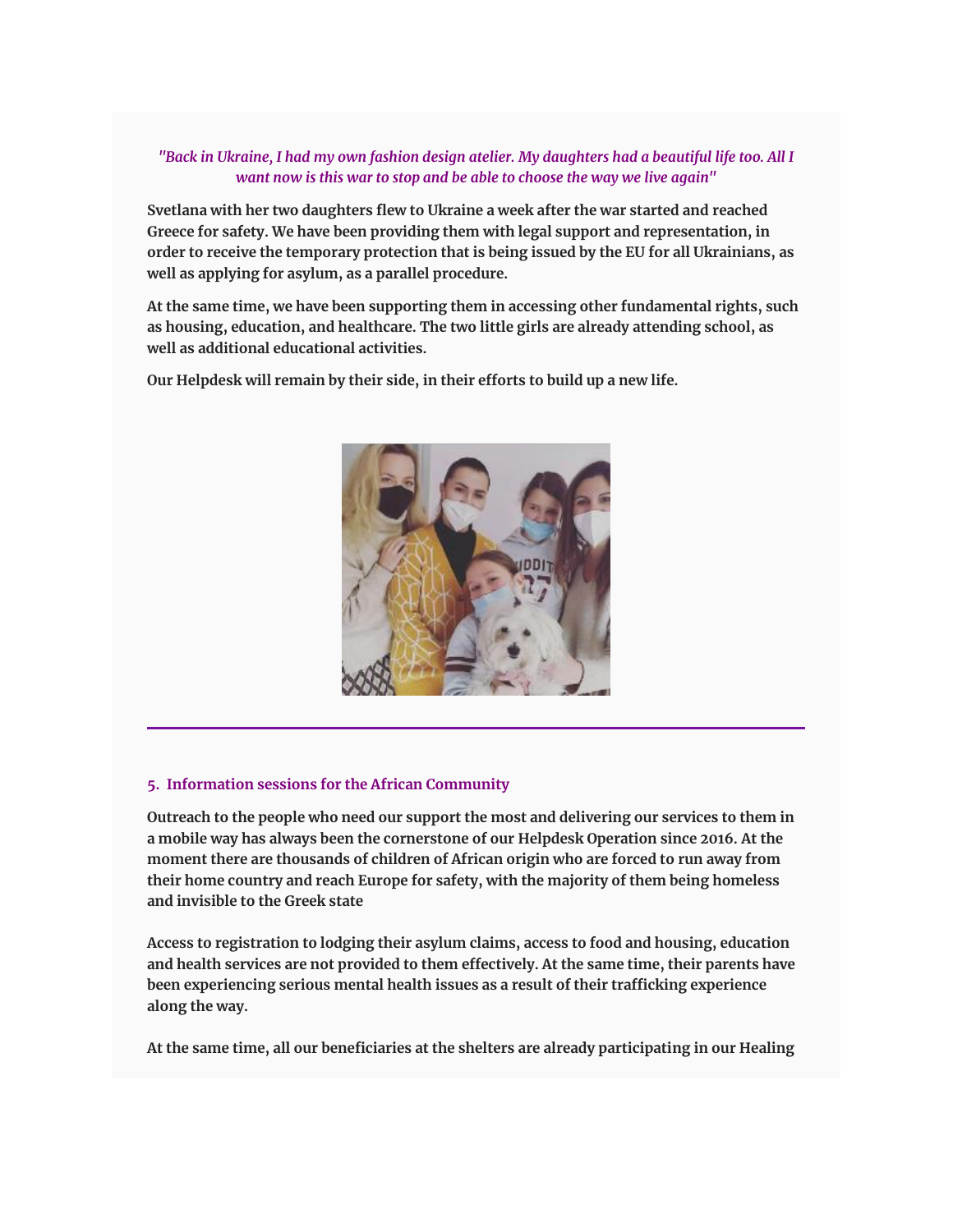*"Back in Ukraine, I had my own fashion design atelier. My daughters had a beautiful life too. All I want now is this war to stop and be able to choose the way we live again"*

**Svetlana with her two daughters flew to Ukraine a week after the war started and reached Greece for safety. We have been providing them with legal support and representation, in order to receive the temporary protection that is being issued by the EU for all Ukrainians, as well as applying for asylum, as a parallel procedure.**

**At the same time, we have been supporting them in accessing other fundamental rights, such as housing, education, and healthcare. The two little girls are already attending school, as well as additional educational activities.**

**Our Helpdesk will remain by their side, in their efforts to build up a new life.**

---

### 5. Information sessions for the African Community

**Outreach to the people who need our support the most and delivering our services to them in a mobile way has always been the cornerstone of our Helpdesk Operation since 2016. At the moment there are thousands of children of African origin who are forced to run away from their home country and reach Europe for safety, with the majority of them being homeless and invisible to the Greek state**

**Access to registration to lodging their asylum claims, access to food and housing, education and health services are not provided to them effectively. At the same time, their parents have been experiencing serious mental health issues as a result of their trafficking experience along the way.**

**At the same time, all our beneficiaries at the shelters are already participating in our Healing**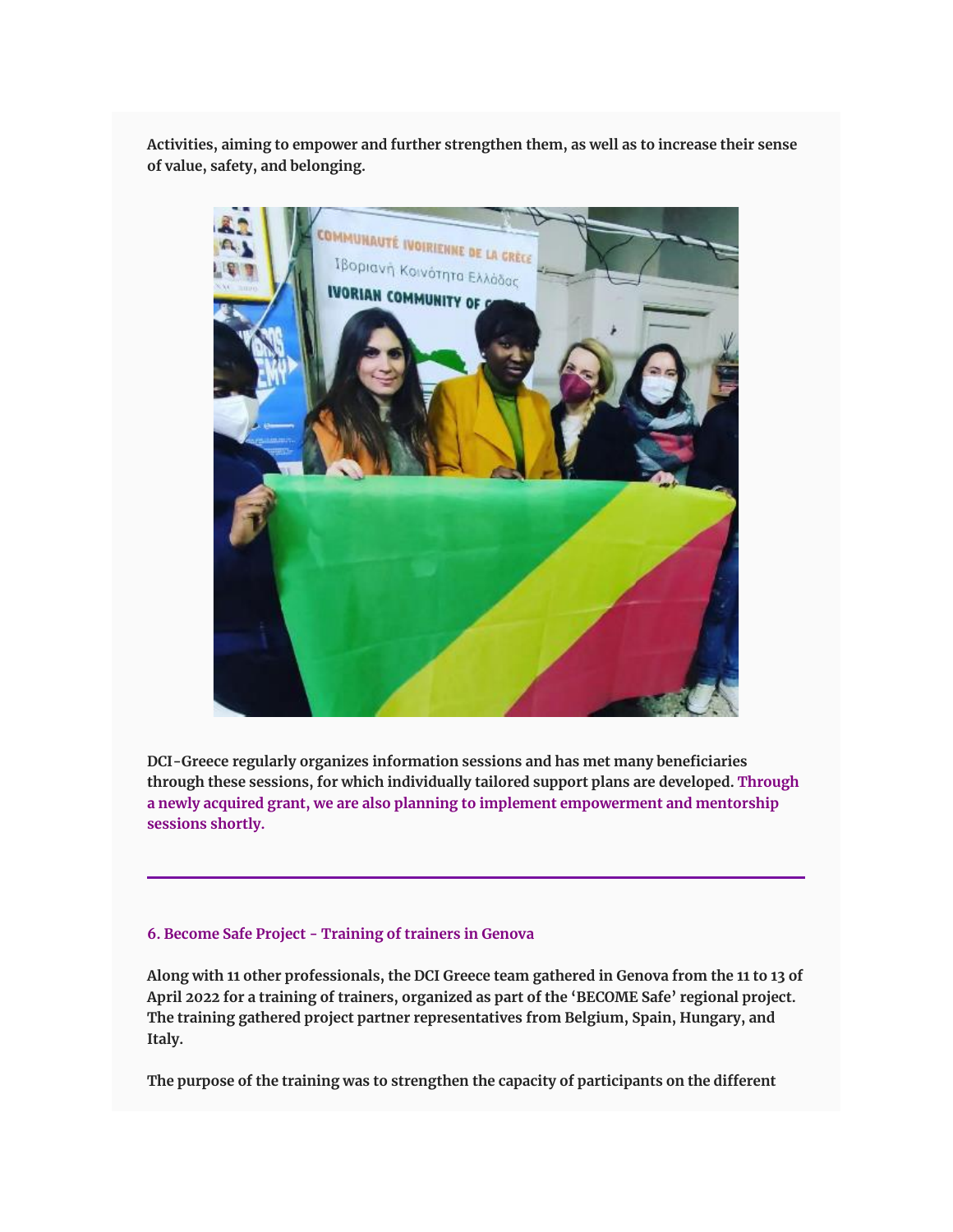**Activities, aiming to empower and further strengthen them, as well as to increase their sense of value, safety, and belonging.**

**DCI-Greece regularly organizes information sessions and has met many beneficiaries through these sessions, for which individually tailored support plans are developed. Through a newly acquired grant, we are also planning to implement empowerment and mentorship sessions shortly.**

---

### 6. Become Safe Project - Training of trainers in Genova

**Along with 11 other professionals, the DCI Greece team gathered in Genova from the 11 to 13 of April 2022 for a training of trainers, organized as part of the 'BECOME Safe' regional project. The training gathered project partner representatives from Belgium, Spain, Hungary, and Italy.**

**The purpose of the training was to strengthen the capacity of participants on the different**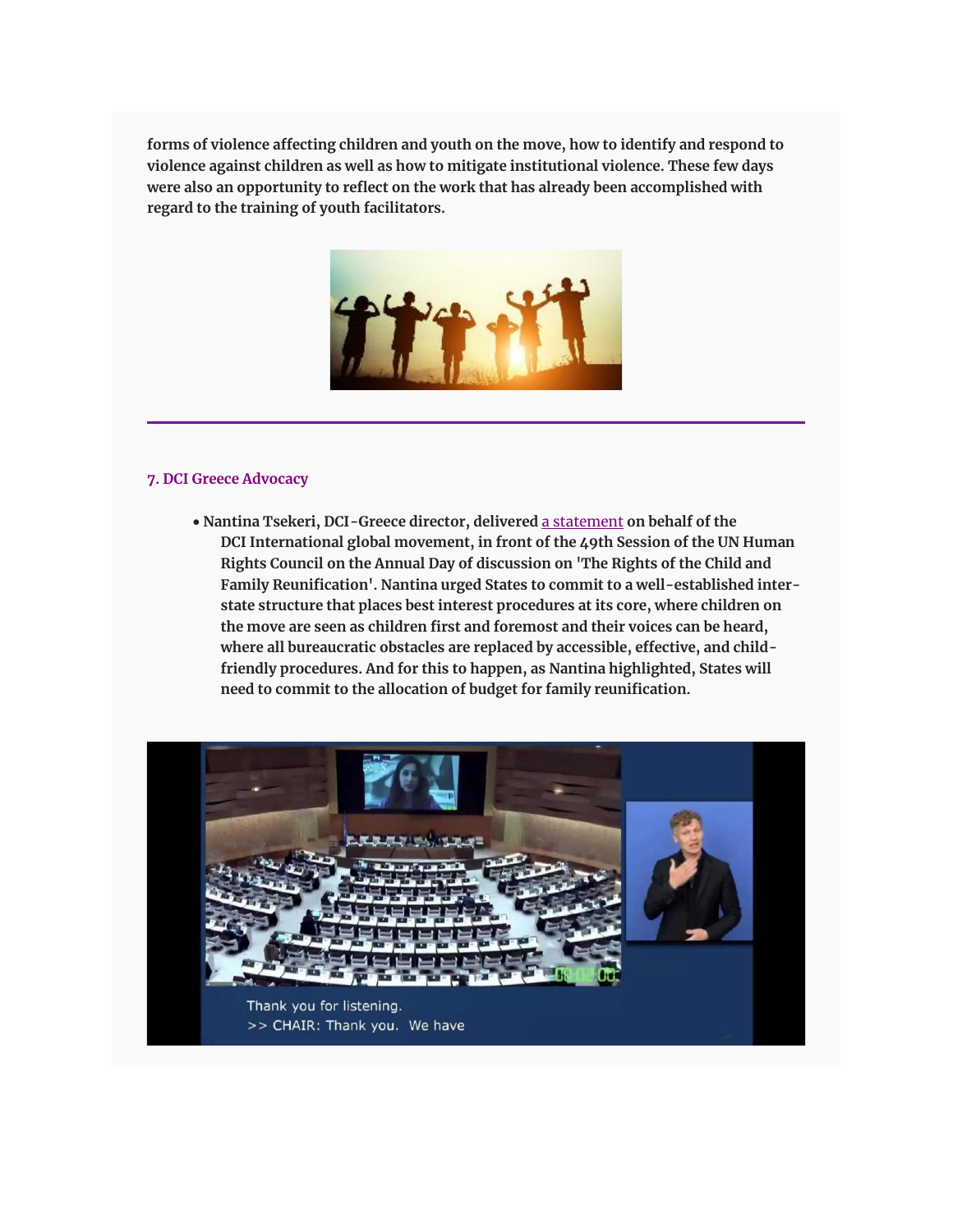**forms of violence affecting children and youth on the move, how to identify and respond to violence against children as well as how to mitigate institutional violence. These few days were also an opportunity to reflect on the work that has already been accomplished with regard to the training of youth facilitators.**

### 7. DCI Greece Advocacy

- **Nantina Tsekeri, DCI-Greece director, delivered a statement on behalf of the DCI International global movement, in front of the 49th Session of the UN Human Rights Council on the Annual Day of discussion on 'The Rights of the Child and Family Reunification'. Nantina urged States to commit to a well-established inter-state structure that places best interest procedures at its core, where children on the move are seen as children first and foremost and their voices can be heard, where all bureaucratic obstacles are replaced by accessible, effective, and child-friendly procedures. And for this to happen, as Nantina highlighted, States will need to commit to the allocation of budget for family reunification.**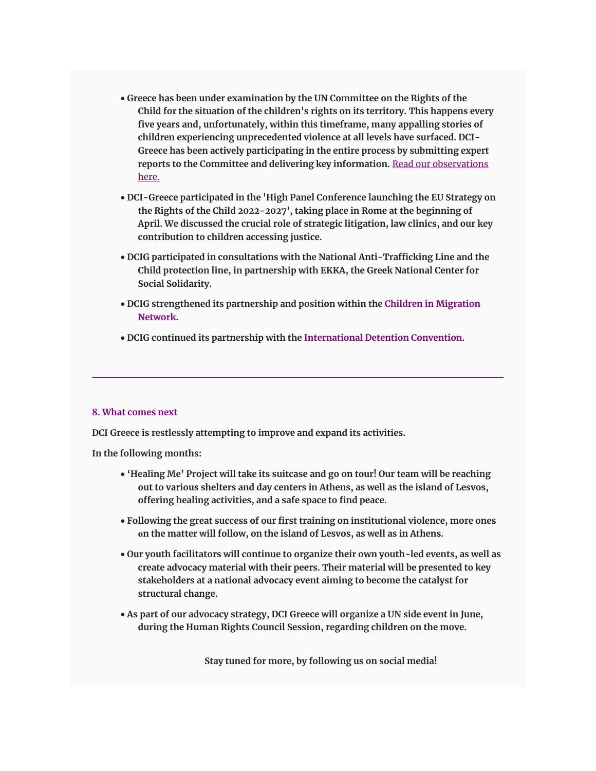- **Greece has been under examination by the UN Committee on the Rights of the Child for the situation of the children's rights on its territory. This happens every five years and, unfortunately, within this timeframe, many appalling stories of children experiencing unprecedented violence at all levels have surfaced. DCI-Greece has been actively participating in the entire process by submitting expert reports to the Committee and delivering key information. Read our observations here.**

- **DCI-Greece participated in the 'High Panel Conference launching the EU Strategy on the Rights of the Child 2022-2027', taking place in Rome at the beginning of April. We discussed the crucial role of strategic litigation, law clinics, and our key contribution to children accessing justice.**

- **DCIG participated in consultations with the National Anti-Trafficking Line and the Child protection line, in partnership with EKKA, the Greek National Center for Social Solidarity.**

- **DCIG strengthened its partnership and position within the Children in Migration Network.**

- **DCIG continued its partnership with the International Detention Convention.**

---

### 8. What comes next

**DCI Greece is restlessly attempting to improve and expand its activities.**

**In the following months:**

- **'Healing Me' Project will take its suitcase and go on tour! Our team will be reaching out to various shelters and day centers in Athens, as well as the island of Lesvos, offering healing activities, and a safe space to find peace.**

- **Following the great success of our first training on institutional violence, more ones on the matter will follow, on the island of Lesvos, as well as in Athens.**

- **Our youth facilitators will continue to organize their own youth-led events, as well as create advocacy material with their peers. Their material will be presented to key stakeholders at a national advocacy event aiming to become the catalyst for structural change.**

- **As part of our advocacy strategy, DCI Greece will organize a UN side event in June, during the Human Rights Council Session, regarding children on the move.**

**Stay tuned for more, by following us on social media!**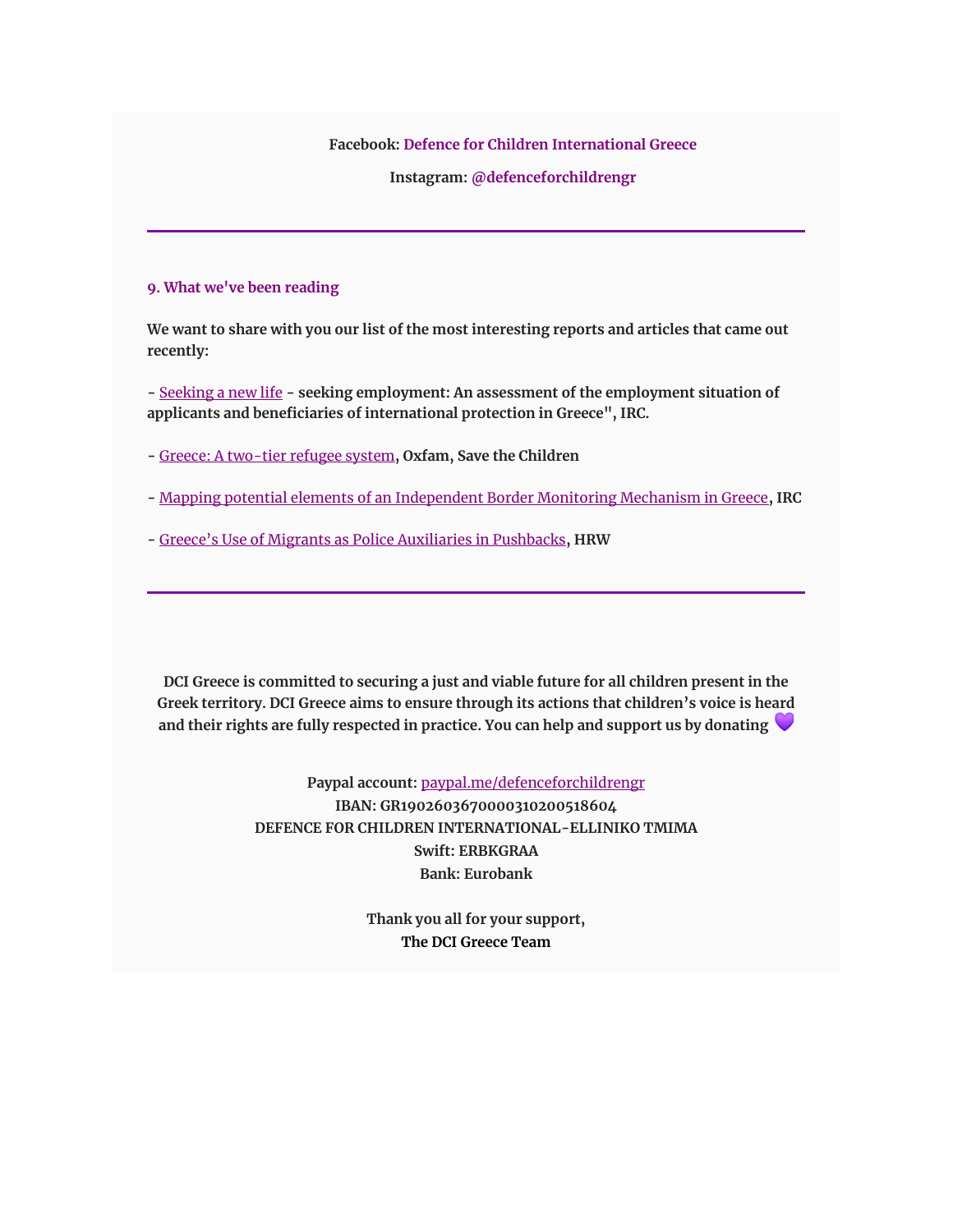**Facebook: Defence for Children International Greece**

**Instagram: @defenceforchildrengr**

---

### 9. What we've been reading

**We want to share with you our list of the most interesting reports and articles that came out recently:**

- Seeking a new life **- seeking employment: An assessment of the employment situation of applicants and beneficiaries of international protection in Greece", IRC.**

- Greece: A two-tier refugee system**, Oxfam, Save the Children**

- Mapping potential elements of an Independent Border Monitoring Mechanism in Greece**, IRC**

- Greece's Use of Migrants as Police Auxiliaries in Pushbacks**, HRW**

---

**DCI Greece is committed to securing a just and viable future for all children present in the Greek territory. DCI Greece aims to ensure through its actions that children's voice is heard and their rights are fully respected in practice. You can help and support us by donating 💜**

**Paypal account:** paypal.me/defenceforchildrengr
**IBAN: GR1902603670000310200518604**
**DEFENCE FOR CHILDREN INTERNATIONAL-ELLINIKO TMIMA**
**Swift: ERBKGRAA**
**Bank: Eurobank**

**Thank you all for your support,**
**The DCI Greece Team**